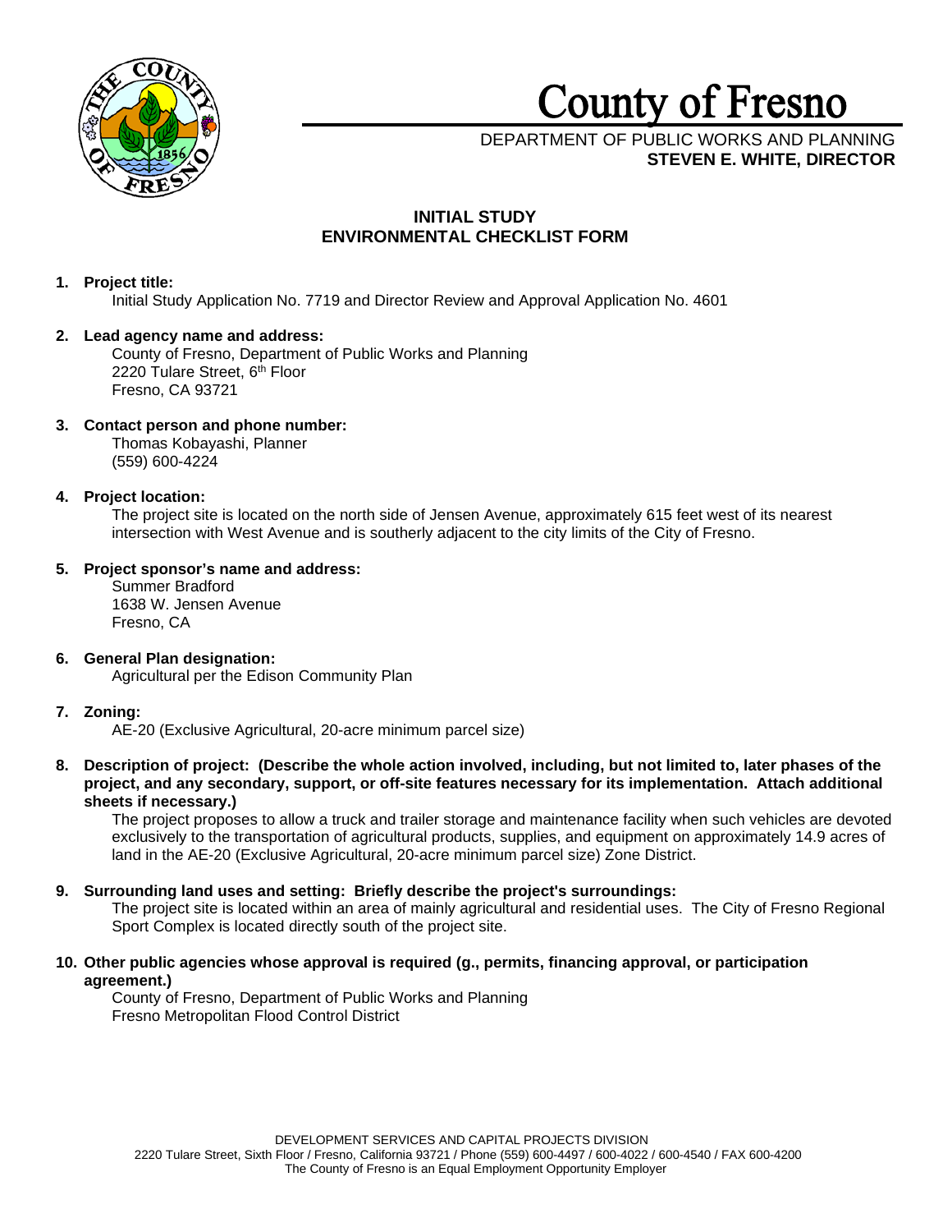# County of Fresno

DEPARTMENT OF PUBLIC WORKS AND PLANNING
**STEVEN E. WHITE, DIRECTOR**

## INITIAL STUDY
## ENVIRONMENTAL CHECKLIST FORM

1. **Project title:**
   Initial Study Application No. 7719 and Director Review and Approval Application No. 4601

2. **Lead agency name and address:**
   County of Fresno, Department of Public Works and Planning
   2220 Tulare Street, 6th Floor
   Fresno, CA 93721

3. **Contact person and phone number:**
   Thomas Kobayashi, Planner
   (559) 600-4224

4. **Project location:**
   The project site is located on the north side of Jensen Avenue, approximately 615 feet west of its nearest intersection with West Avenue and is southerly adjacent to the city limits of the City of Fresno.

5. **Project sponsor's name and address:**
   Summer Bradford
   1638 W. Jensen Avenue
   Fresno, CA

6. **General Plan designation:**
   Agricultural per the Edison Community Plan

7. **Zoning:**
   AE-20 (Exclusive Agricultural, 20-acre minimum parcel size)

8. **Description of project: (Describe the whole action involved, including, but not limited to, later phases of the project, and any secondary, support, or off-site features necessary for its implementation. Attach additional sheets if necessary.)**
   The project proposes to allow a truck and trailer storage and maintenance facility when such vehicles are devoted exclusively to the transportation of agricultural products, supplies, and equipment on approximately 14.9 acres of land in the AE-20 (Exclusive Agricultural, 20-acre minimum parcel size) Zone District.

9. **Surrounding land uses and setting: Briefly describe the project's surroundings:**
   The project site is located within an area of mainly agricultural and residential uses. The City of Fresno Regional Sport Complex is located directly south of the project site.

10. **Other public agencies whose approval is required (g., permits, financing approval, or participation agreement.)**
    County of Fresno, Department of Public Works and Planning
    Fresno Metropolitan Flood Control District

DEVELOPMENT SERVICES AND CAPITAL PROJECTS DIVISION
2220 Tulare Street, Sixth Floor / Fresno, California 93721 / Phone (559) 600-4497 / 600-4022 / 600-4540 / FAX 600-4200
The County of Fresno is an Equal Employment Opportunity Employer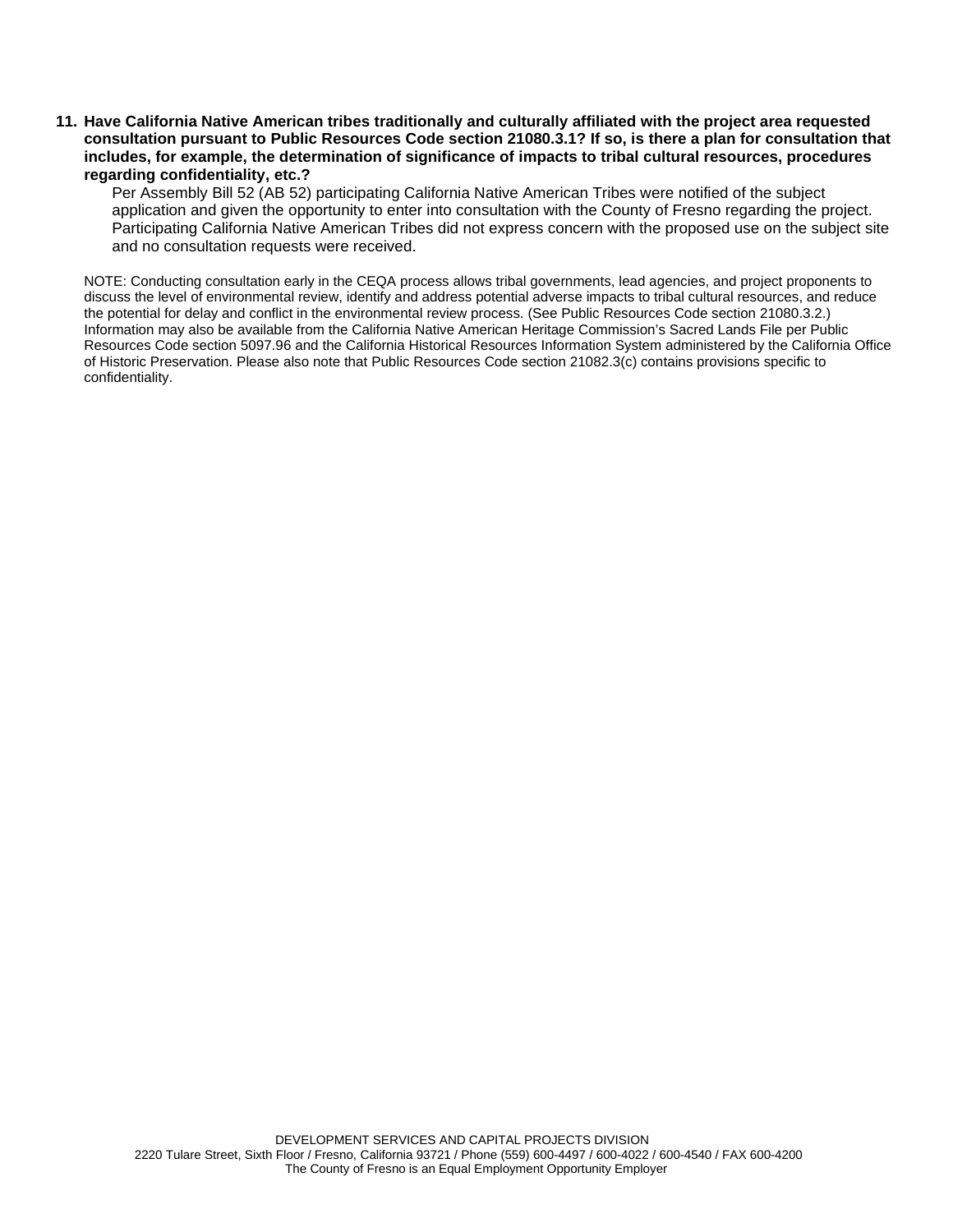**11. Have California Native American tribes traditionally and culturally affiliated with the project area requested consultation pursuant to Public Resources Code section 21080.3.1? If so, is there a plan for consultation that includes, for example, the determination of significance of impacts to tribal cultural resources, procedures regarding confidentiality, etc.?**

Per Assembly Bill 52 (AB 52) participating California Native American Tribes were notified of the subject application and given the opportunity to enter into consultation with the County of Fresno regarding the project. Participating California Native American Tribes did not express concern with the proposed use on the subject site and no consultation requests were received.

NOTE: Conducting consultation early in the CEQA process allows tribal governments, lead agencies, and project proponents to discuss the level of environmental review, identify and address potential adverse impacts to tribal cultural resources, and reduce the potential for delay and conflict in the environmental review process. (See Public Resources Code section 21080.3.2.) Information may also be available from the California Native American Heritage Commission's Sacred Lands File per Public Resources Code section 5097.96 and the California Historical Resources Information System administered by the California Office of Historic Preservation. Please also note that Public Resources Code section 21082.3(c) contains provisions specific to confidentiality.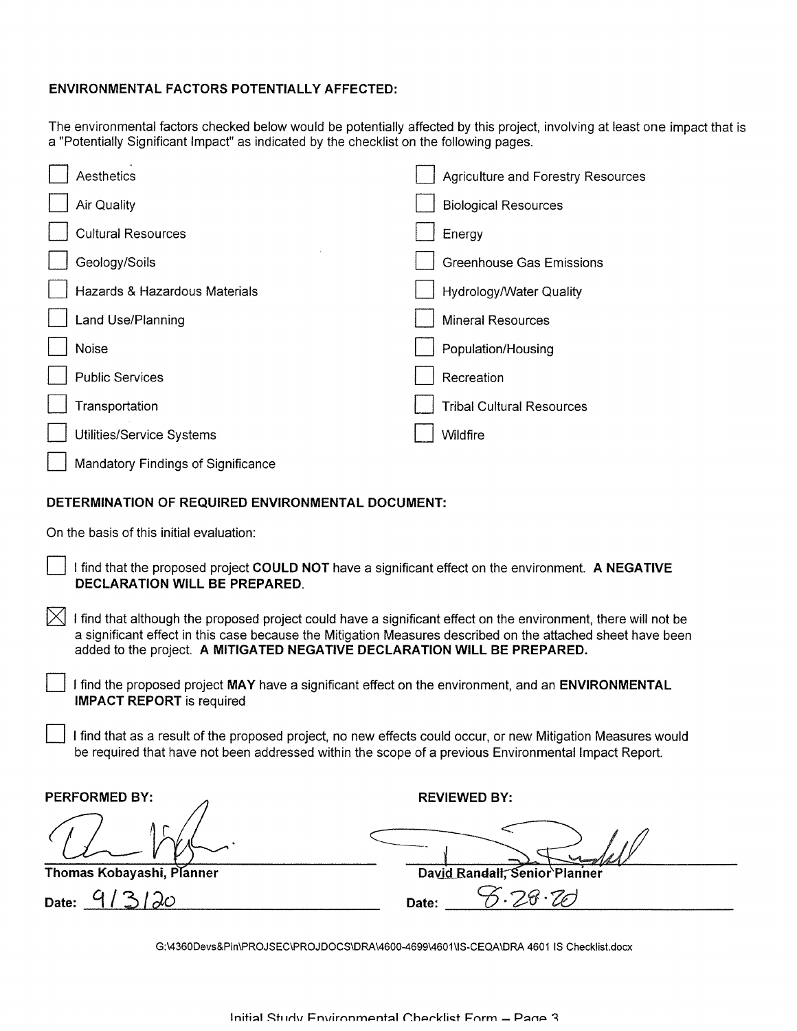**ENVIRONMENTAL FACTORS POTENTIALLY AFFECTED:**

The environmental factors checked below would be potentially affected by this project, involving at least one impact that is a "Potentially Significant Impact" as indicated by the checklist on the following pages.

- [ ] Aesthetics
- [ ] Agriculture and Forestry Resources
- [ ] Air Quality
- [ ] Biological Resources
- [ ] Cultural Resources
- [ ] Energy
- [ ] Geology/Soils
- [ ] Greenhouse Gas Emissions
- [ ] Hazards & Hazardous Materials
- [ ] Hydrology/Water Quality
- [ ] Land Use/Planning
- [ ] Mineral Resources
- [ ] Noise
- [ ] Population/Housing
- [ ] Public Services
- [ ] Recreation
- [ ] Transportation
- [ ] Tribal Cultural Resources
- [ ] Utilities/Service Systems
- [ ] Wildfire
- [ ] Mandatory Findings of Significance

**DETERMINATION OF REQUIRED ENVIRONMENTAL DOCUMENT:**

On the basis of this initial evaluation:

- [ ] I find that the proposed project **COULD NOT** have a significant effect on the environment. **A NEGATIVE DECLARATION WILL BE PREPARED.**
- [x] I find that although the proposed project could have a significant effect on the environment, there will not be a significant effect in this case because the Mitigation Measures described on the attached sheet have been added to the project. **A MITIGATED NEGATIVE DECLARATION WILL BE PREPARED.**
- [ ] I find the proposed project **MAY** have a significant effect on the environment, and an **ENVIRONMENTAL IMPACT REPORT** is required
- [ ] I find that as a result of the proposed project, no new effects could occur, or new Mitigation Measures would be required that have not been addressed within the scope of a previous Environmental Impact Report.

**PERFORMED BY:**

Thomas Kobayashi, Planner

Date: 9/3/20

**REVIEWED BY:**

David Randall, Senior Planner

Date: 8·28·20

G:\4360Devs&Pln\PROJSEC\PROJDOCS\DRA\4600-4699\4601\IS-CEQA\DRA 4601 IS Checklist.docx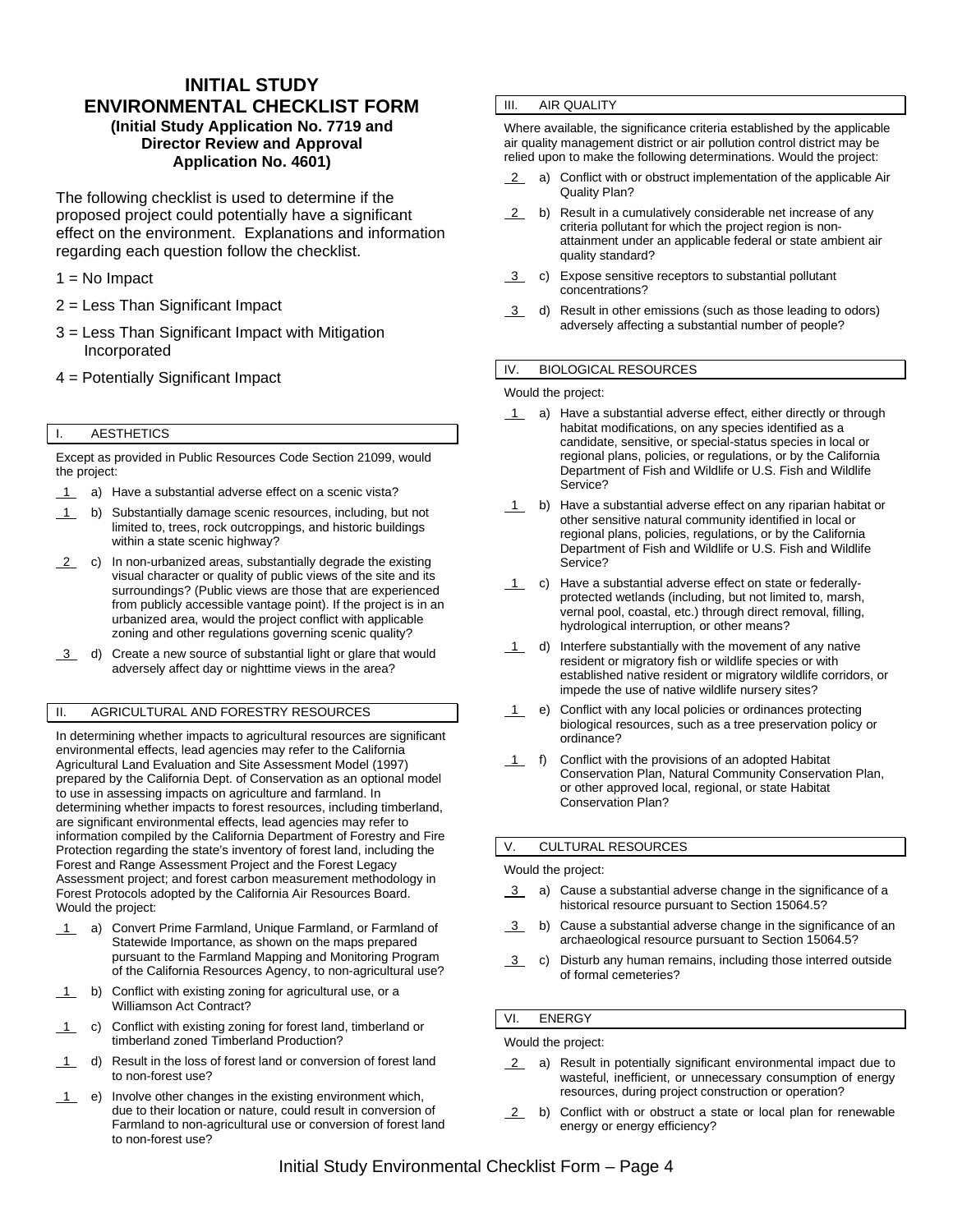# INITIAL STUDY
# ENVIRONMENTAL CHECKLIST FORM

**(Initial Study Application No. 7719 and Director Review and Approval Application No. 4601)**

The following checklist is used to determine if the proposed project could potentially have a significant effect on the environment. Explanations and information regarding each question follow the checklist.

1 = No Impact

2 = Less Than Significant Impact

3 = Less Than Significant Impact with Mitigation Incorporated

4 = Potentially Significant Impact

## I. AESTHETICS

Except as provided in Public Resources Code Section 21099, would the project:

- 1 a) Have a substantial adverse effect on a scenic vista?
- 1 b) Substantially damage scenic resources, including, but not limited to, trees, rock outcroppings, and historic buildings within a state scenic highway?
- 2 c) In non-urbanized areas, substantially degrade the existing visual character or quality of public views of the site and its surroundings? (Public views are those that are experienced from publicly accessible vantage point). If the project is in an urbanized area, would the project conflict with applicable zoning and other regulations governing scenic quality?
- 3 d) Create a new source of substantial light or glare that would adversely affect day or nighttime views in the area?

## II. AGRICULTURAL AND FORESTRY RESOURCES

In determining whether impacts to agricultural resources are significant environmental effects, lead agencies may refer to the California Agricultural Land Evaluation and Site Assessment Model (1997) prepared by the California Dept. of Conservation as an optional model to use in assessing impacts on agriculture and farmland. In determining whether impacts to forest resources, including timberland, are significant environmental effects, lead agencies may refer to information compiled by the California Department of Forestry and Fire Protection regarding the state's inventory of forest land, including the Forest and Range Assessment Project and the Forest Legacy Assessment project; and forest carbon measurement methodology in Forest Protocols adopted by the California Air Resources Board. Would the project:

- 1 a) Convert Prime Farmland, Unique Farmland, or Farmland of Statewide Importance, as shown on the maps prepared pursuant to the Farmland Mapping and Monitoring Program of the California Resources Agency, to non-agricultural use?
- 1 b) Conflict with existing zoning for agricultural use, or a Williamson Act Contract?
- 1 c) Conflict with existing zoning for forest land, timberland or timberland zoned Timberland Production?
- 1 d) Result in the loss of forest land or conversion of forest land to non-forest use?
- 1 e) Involve other changes in the existing environment which, due to their location or nature, could result in conversion of Farmland to non-agricultural use or conversion of forest land to non-forest use?

## III. AIR QUALITY

Where available, the significance criteria established by the applicable air quality management district or air pollution control district may be relied upon to make the following determinations. Would the project:

- 2 a) Conflict with or obstruct implementation of the applicable Air Quality Plan?
- 2 b) Result in a cumulatively considerable net increase of any criteria pollutant for which the project region is non-attainment under an applicable federal or state ambient air quality standard?
- 3 c) Expose sensitive receptors to substantial pollutant concentrations?
- 3 d) Result in other emissions (such as those leading to odors) adversely affecting a substantial number of people?

## IV. BIOLOGICAL RESOURCES

Would the project:

- 1 a) Have a substantial adverse effect, either directly or through habitat modifications, on any species identified as a candidate, sensitive, or special-status species in local or regional plans, policies, or regulations, or by the California Department of Fish and Wildlife or U.S. Fish and Wildlife Service?
- 1 b) Have a substantial adverse effect on any riparian habitat or other sensitive natural community identified in local or regional plans, policies, regulations, or by the California Department of Fish and Wildlife or U.S. Fish and Wildlife Service?
- 1 c) Have a substantial adverse effect on state or federally-protected wetlands (including, but not limited to, marsh, vernal pool, coastal, etc.) through direct removal, filling, hydrological interruption, or other means?
- 1 d) Interfere substantially with the movement of any native resident or migratory fish or wildlife species or with established native resident or migratory wildlife corridors, or impede the use of native wildlife nursery sites?
- 1 e) Conflict with any local policies or ordinances protecting biological resources, such as a tree preservation policy or ordinance?
- 1 f) Conflict with the provisions of an adopted Habitat Conservation Plan, Natural Community Conservation Plan, or other approved local, regional, or state Habitat Conservation Plan?

## V. CULTURAL RESOURCES

Would the project:

- 3 a) Cause a substantial adverse change in the significance of a historical resource pursuant to Section 15064.5?
- 3 b) Cause a substantial adverse change in the significance of an archaeological resource pursuant to Section 15064.5?
- 3 c) Disturb any human remains, including those interred outside of formal cemeteries?

## VI. ENERGY

Would the project:

- 2 a) Result in potentially significant environmental impact due to wasteful, inefficient, or unnecessary consumption of energy resources, during project construction or operation?
- 2 b) Conflict with or obstruct a state or local plan for renewable energy or energy efficiency?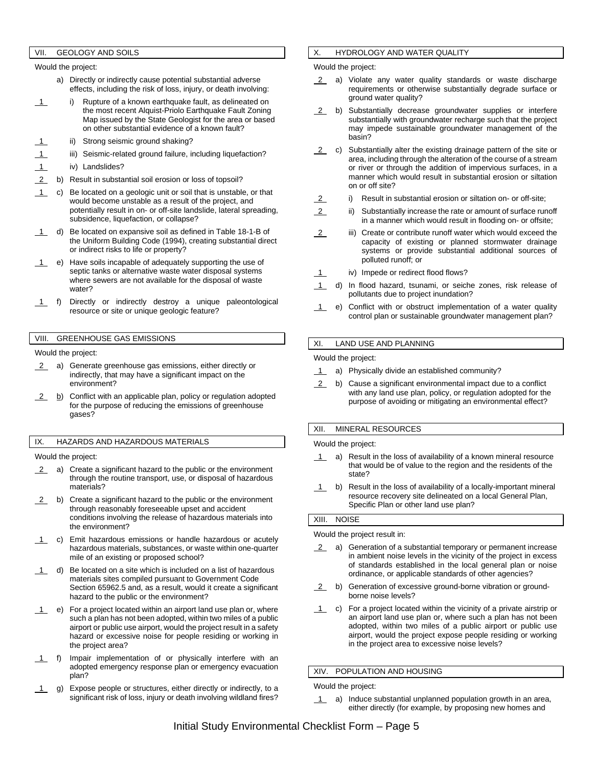## VII. GEOLOGY AND SOILS

Would the project:

a) Directly or indirectly cause potential substantial adverse effects, including the risk of loss, injury, or death involving:

1 i) Rupture of a known earthquake fault, as delineated on the most recent Alquist-Priolo Earthquake Fault Zoning Map issued by the State Geologist for the area or based on other substantial evidence of a known fault?

1 ii) Strong seismic ground shaking?

1 iii) Seismic-related ground failure, including liquefaction?

1 iv) Landslides?

2 b) Result in substantial soil erosion or loss of topsoil?

1 c) Be located on a geologic unit or soil that is unstable, or that would become unstable as a result of the project, and potentially result in on- or off-site landslide, lateral spreading, subsidence, liquefaction, or collapse?

1 d) Be located on expansive soil as defined in Table 18-1-B of the Uniform Building Code (1994), creating substantial direct or indirect risks to life or property?

1 e) Have soils incapable of adequately supporting the use of septic tanks or alternative waste water disposal systems where sewers are not available for the disposal of waste water?

1 f) Directly or indirectly destroy a unique paleontological resource or site or unique geologic feature?

## VIII. GREENHOUSE GAS EMISSIONS

Would the project:

2 a) Generate greenhouse gas emissions, either directly or indirectly, that may have a significant impact on the environment?

2 b) Conflict with an applicable plan, policy or regulation adopted for the purpose of reducing the emissions of greenhouse gases?

## IX. HAZARDS AND HAZARDOUS MATERIALS

Would the project:

2 a) Create a significant hazard to the public or the environment through the routine transport, use, or disposal of hazardous materials?

2 b) Create a significant hazard to the public or the environment through reasonably foreseeable upset and accident conditions involving the release of hazardous materials into the environment?

1 c) Emit hazardous emissions or handle hazardous or acutely hazardous materials, substances, or waste within one-quarter mile of an existing or proposed school?

1 d) Be located on a site which is included on a list of hazardous materials sites compiled pursuant to Government Code Section 65962.5 and, as a result, would it create a significant hazard to the public or the environment?

1 e) For a project located within an airport land use plan or, where such a plan has not been adopted, within two miles of a public airport or public use airport, would the project result in a safety hazard or excessive noise for people residing or working in the project area?

1 f) Impair implementation of or physically interfere with an adopted emergency response plan or emergency evacuation plan?

1 g) Expose people or structures, either directly or indirectly, to a significant risk of loss, injury or death involving wildland fires?

## X. HYDROLOGY AND WATER QUALITY

Would the project:

2 a) Violate any water quality standards or waste discharge requirements or otherwise substantially degrade surface or ground water quality?

2 b) Substantially decrease groundwater supplies or interfere substantially with groundwater recharge such that the project may impede sustainable groundwater management of the basin?

2 c) Substantially alter the existing drainage pattern of the site or area, including through the alteration of the course of a stream or river or through the addition of impervious surfaces, in a manner which would result in substantial erosion or siltation on or off site?

2 i) Result in substantial erosion or siltation on- or off-site;

2 ii) Substantially increase the rate or amount of surface runoff in a manner which would result in flooding on- or offsite;

2 iii) Create or contribute runoff water which would exceed the capacity of existing or planned stormwater drainage systems or provide substantial additional sources of polluted runoff; or

1 iv) Impede or redirect flood flows?

1 d) In flood hazard, tsunami, or seiche zones, risk release of pollutants due to project inundation?

1 e) Conflict with or obstruct implementation of a water quality control plan or sustainable groundwater management plan?

## XI. LAND USE AND PLANNING

Would the project:

1 a) Physically divide an established community?

2 b) Cause a significant environmental impact due to a conflict with any land use plan, policy, or regulation adopted for the purpose of avoiding or mitigating an environmental effect?

## XII. MINERAL RESOURCES

Would the project:

1 a) Result in the loss of availability of a known mineral resource that would be of value to the region and the residents of the state?

1 b) Result in the loss of availability of a locally-important mineral resource recovery site delineated on a local General Plan, Specific Plan or other land use plan?

## XIII. NOISE

Would the project result in:

2 a) Generation of a substantial temporary or permanent increase in ambient noise levels in the vicinity of the project in excess of standards established in the local general plan or noise ordinance, or applicable standards of other agencies?

2 b) Generation of excessive ground-borne vibration or ground-borne noise levels?

1 c) For a project located within the vicinity of a private airstrip or an airport land use plan or, where such a plan has not been adopted, within two miles of a public airport or public use airport, would the project expose people residing or working in the project area to excessive noise levels?

## XIV. POPULATION AND HOUSING

Would the project:

1 a) Induce substantial unplanned population growth in an area, either directly (for example, by proposing new homes and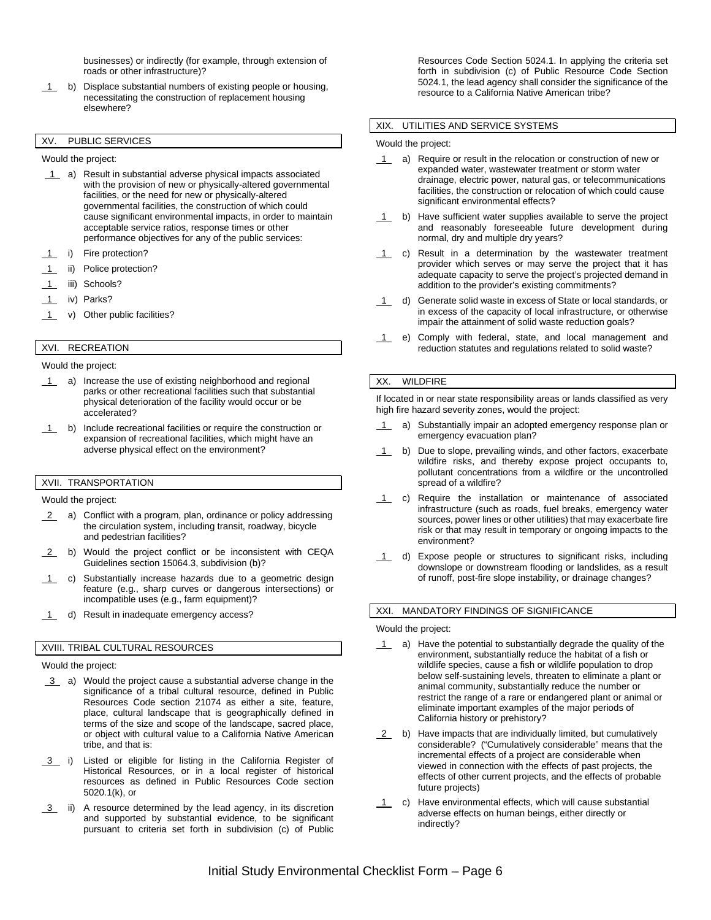businesses) or indirectly (for example, through extension of roads or other infrastructure)?

1 b) Displace substantial numbers of existing people or housing, necessitating the construction of replacement housing elsewhere?

## XV. PUBLIC SERVICES

Would the project:

1 a) Result in substantial adverse physical impacts associated with the provision of new or physically-altered governmental facilities, or the need for new or physically-altered governmental facilities, the construction of which could cause significant environmental impacts, in order to maintain acceptable service ratios, response times or other performance objectives for any of the public services:

1 i) Fire protection?

1 ii) Police protection?

1 iii) Schools?

1 iv) Parks?

1 v) Other public facilities?

## XVI. RECREATION

Would the project:

1 a) Increase the use of existing neighborhood and regional parks or other recreational facilities such that substantial physical deterioration of the facility would occur or be accelerated?

1 b) Include recreational facilities or require the construction or expansion of recreational facilities, which might have an adverse physical effect on the environment?

## XVII. TRANSPORTATION

Would the project:

2 a) Conflict with a program, plan, ordinance or policy addressing the circulation system, including transit, roadway, bicycle and pedestrian facilities?

2 b) Would the project conflict or be inconsistent with CEQA Guidelines section 15064.3, subdivision (b)?

1 c) Substantially increase hazards due to a geometric design feature (e.g., sharp curves or dangerous intersections) or incompatible uses (e.g., farm equipment)?

1 d) Result in inadequate emergency access?

## XVIII. TRIBAL CULTURAL RESOURCES

Would the project:

3 a) Would the project cause a substantial adverse change in the significance of a tribal cultural resource, defined in Public Resources Code section 21074 as either a site, feature, place, cultural landscape that is geographically defined in terms of the size and scope of the landscape, sacred place, or object with cultural value to a California Native American tribe, and that is:

3 i) Listed or eligible for listing in the California Register of Historical Resources, or in a local register of historical resources as defined in Public Resources Code section 5020.1(k), or

3 ii) A resource determined by the lead agency, in its discretion and supported by substantial evidence, to be significant pursuant to criteria set forth in subdivision (c) of Public Resources Code Section 5024.1. In applying the criteria set forth in subdivision (c) of Public Resource Code Section 5024.1, the lead agency shall consider the significance of the resource to a California Native American tribe?

## XIX. UTILITIES AND SERVICE SYSTEMS

Would the project:

1 a) Require or result in the relocation or construction of new or expanded water, wastewater treatment or storm water drainage, electric power, natural gas, or telecommunications facilities, the construction or relocation of which could cause significant environmental effects?

1 b) Have sufficient water supplies available to serve the project and reasonably foreseeable future development during normal, dry and multiple dry years?

1 c) Result in a determination by the wastewater treatment provider which serves or may serve the project that it has adequate capacity to serve the project's projected demand in addition to the provider's existing commitments?

1 d) Generate solid waste in excess of State or local standards, or in excess of the capacity of local infrastructure, or otherwise impair the attainment of solid waste reduction goals?

1 e) Comply with federal, state, and local management and reduction statutes and regulations related to solid waste?

## XX. WILDFIRE

If located in or near state responsibility areas or lands classified as very high fire hazard severity zones, would the project:

1 a) Substantially impair an adopted emergency response plan or emergency evacuation plan?

1 b) Due to slope, prevailing winds, and other factors, exacerbate wildfire risks, and thereby expose project occupants to, pollutant concentrations from a wildfire or the uncontrolled spread of a wildfire?

1 c) Require the installation or maintenance of associated infrastructure (such as roads, fuel breaks, emergency water sources, power lines or other utilities) that may exacerbate fire risk or that may result in temporary or ongoing impacts to the environment?

1 d) Expose people or structures to significant risks, including downslope or downstream flooding or landslides, as a result of runoff, post-fire slope instability, or drainage changes?

## XXI. MANDATORY FINDINGS OF SIGNIFICANCE

Would the project:

1 a) Have the potential to substantially degrade the quality of the environment, substantially reduce the habitat of a fish or wildlife species, cause a fish or wildlife population to drop below self-sustaining levels, threaten to eliminate a plant or animal community, substantially reduce the number or restrict the range of a rare or endangered plant or animal or eliminate important examples of the major periods of California history or prehistory?

2 b) Have impacts that are individually limited, but cumulatively considerable? ("Cumulatively considerable" means that the incremental effects of a project are considerable when viewed in connection with the effects of past projects, the effects of other current projects, and the effects of probable future projects)

1 c) Have environmental effects, which will cause substantial adverse effects on human beings, either directly or indirectly?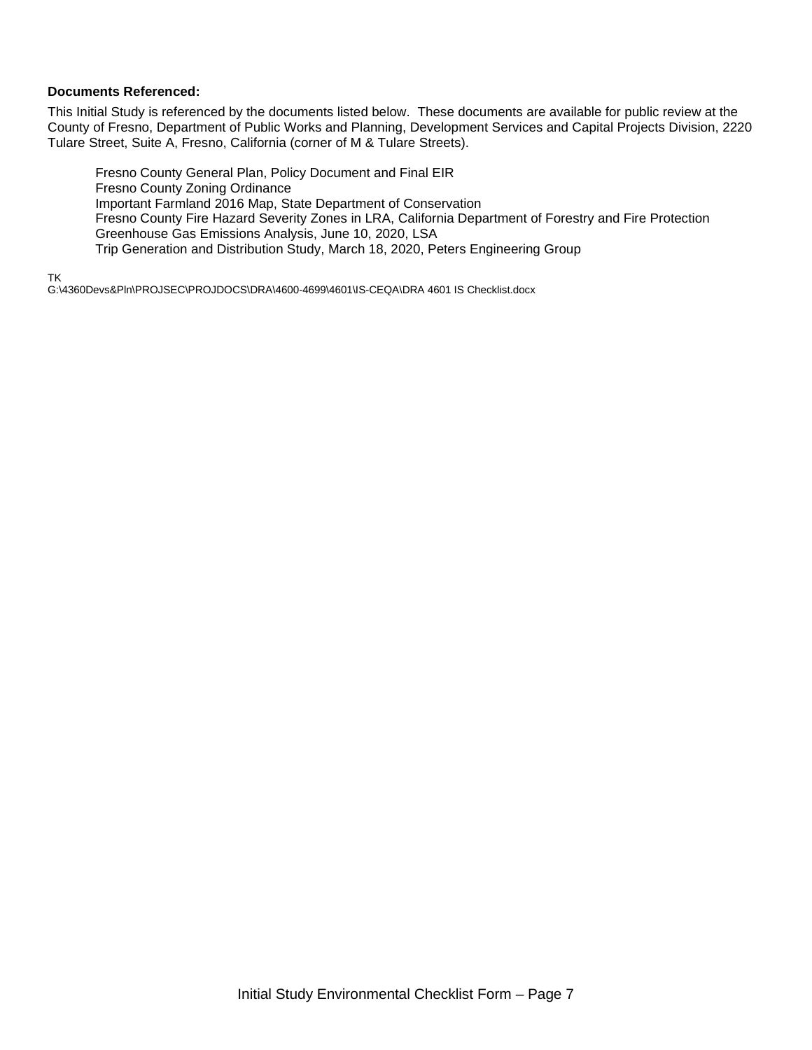**Documents Referenced:**

This Initial Study is referenced by the documents listed below. These documents are available for public review at the County of Fresno, Department of Public Works and Planning, Development Services and Capital Projects Division, 2220 Tulare Street, Suite A, Fresno, California (corner of M & Tulare Streets).

Fresno County General Plan, Policy Document and Final EIR
Fresno County Zoning Ordinance
Important Farmland 2016 Map, State Department of Conservation
Fresno County Fire Hazard Severity Zones in LRA, California Department of Forestry and Fire Protection
Greenhouse Gas Emissions Analysis, June 10, 2020, LSA
Trip Generation and Distribution Study, March 18, 2020, Peters Engineering Group

TK
G:\4360Devs&Pln\PROJSEC\PROJDOCS\DRA\4600-4699\4601\IS-CEQA\DRA 4601 IS Checklist.docx